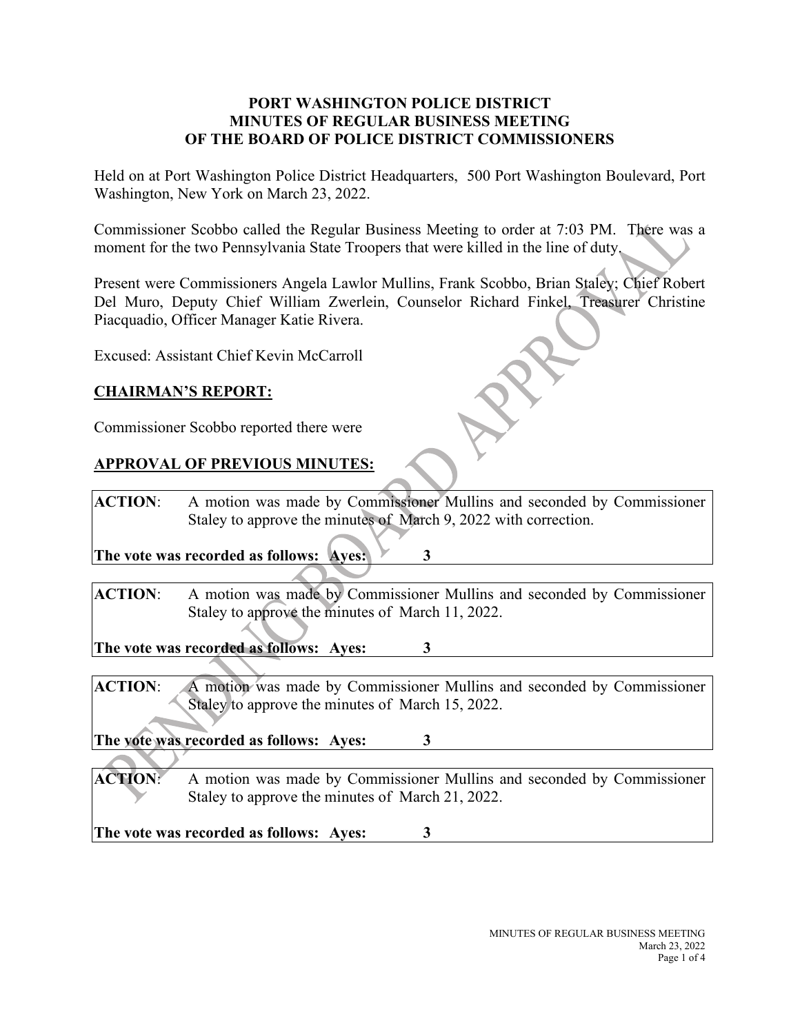# PORT WASHINGTON POLICE DISTRICT
# MINUTES OF REGULAR BUSINESS MEETING
# OF THE BOARD OF POLICE DISTRICT COMMISSIONERS

Held on at Port Washington Police District Headquarters, 500 Port Washington Boulevard, Port Washington, New York on March 23, 2022.

Commissioner Scobbo called the Regular Business Meeting to order at 7:03 PM. There was a moment for the two Pennsylvania State Troopers that were killed in the line of duty.

Present were Commissioners Angela Lawlor Mullins, Frank Scobbo, Brian Staley; Chief Robert Del Muro, Deputy Chief William Zwerlein, Counselor Richard Finkel, Treasurer Christine Piacquadio, Officer Manager Katie Rivera.

Excused: Assistant Chief Kevin McCarroll

## CHAIRMAN'S REPORT:

Commissioner Scobbo reported there were

## APPROVAL OF PREVIOUS MINUTES:

**ACTION**: A motion was made by Commissioner Mullins and seconded by Commissioner Staley to approve the minutes of March 9, 2022 with correction.

**The vote was recorded as follows: Ayes: 3**

**ACTION**: A motion was made by Commissioner Mullins and seconded by Commissioner Staley to approve the minutes of March 11, 2022.

**The vote was recorded as follows: Ayes: 3**

**ACTION**: A motion was made by Commissioner Mullins and seconded by Commissioner Staley to approve the minutes of March 15, 2022.

**The vote was recorded as follows: Ayes: 3**

**ACTION**: A motion was made by Commissioner Mullins and seconded by Commissioner Staley to approve the minutes of March 21, 2022.

**The vote was recorded as follows: Ayes: 3**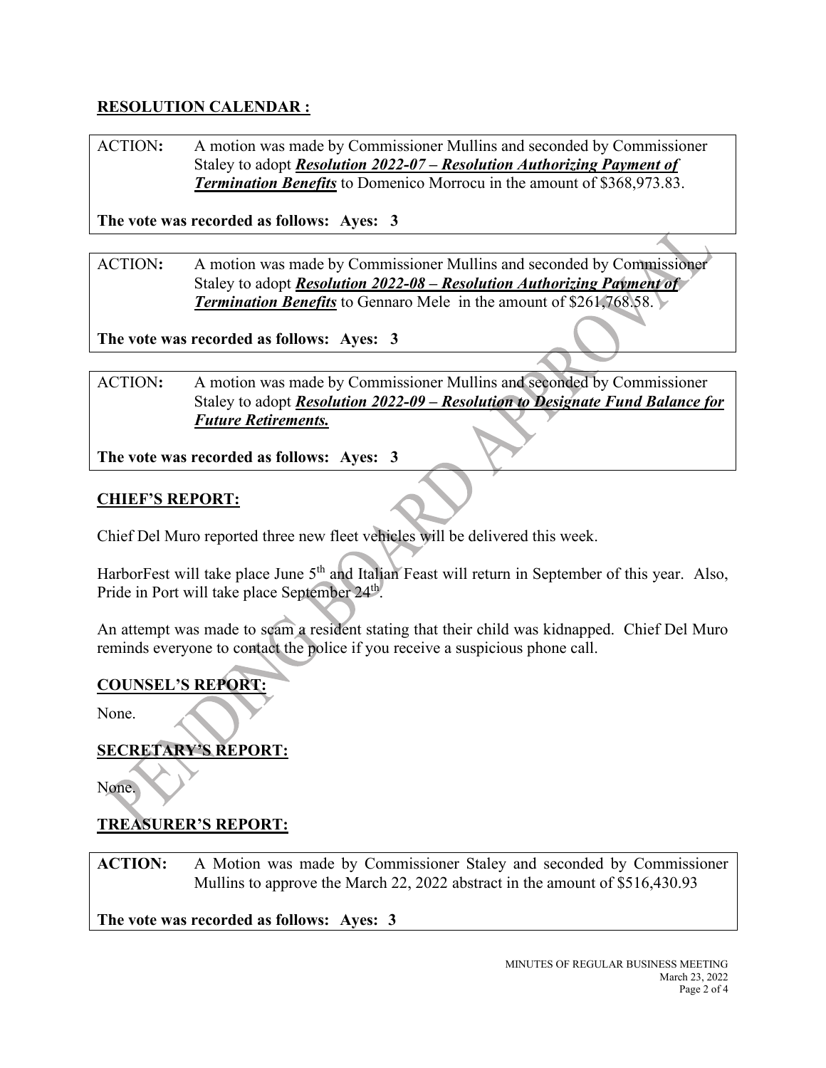## RESOLUTION CALENDAR :

ACTION: A motion was made by Commissioner Mullins and seconded by Commissioner Staley to adopt ***Resolution 2022-07 – Resolution Authorizing Payment of Termination Benefits*** to Domenico Morrocu in the amount of $368,973.83.

**The vote was recorded as follows: Ayes: 3**

ACTION: A motion was made by Commissioner Mullins and seconded by Commissioner Staley to adopt ***Resolution 2022-08 – Resolution Authorizing Payment of Termination Benefits*** to Gennaro Mele in the amount of $261,768.58.

**The vote was recorded as follows: Ayes: 3**

ACTION: A motion was made by Commissioner Mullins and seconded by Commissioner Staley to adopt ***Resolution 2022-09 – Resolution to Designate Fund Balance for Future Retirements.***

**The vote was recorded as follows: Ayes: 3**

## CHIEF'S REPORT:

Chief Del Muro reported three new fleet vehicles will be delivered this week.

HarborFest will take place June 5th and Italian Feast will return in September of this year. Also, Pride in Port will take place September 24th.

An attempt was made to scam a resident stating that their child was kidnapped. Chief Del Muro reminds everyone to contact the police if you receive a suspicious phone call.

## COUNSEL'S REPORT:

None.

## SECRETARY'S REPORT:

None.

## TREASURER'S REPORT:

**ACTION:** A Motion was made by Commissioner Staley and seconded by Commissioner Mullins to approve the March 22, 2022 abstract in the amount of $516,430.93

**The vote was recorded as follows: Ayes: 3**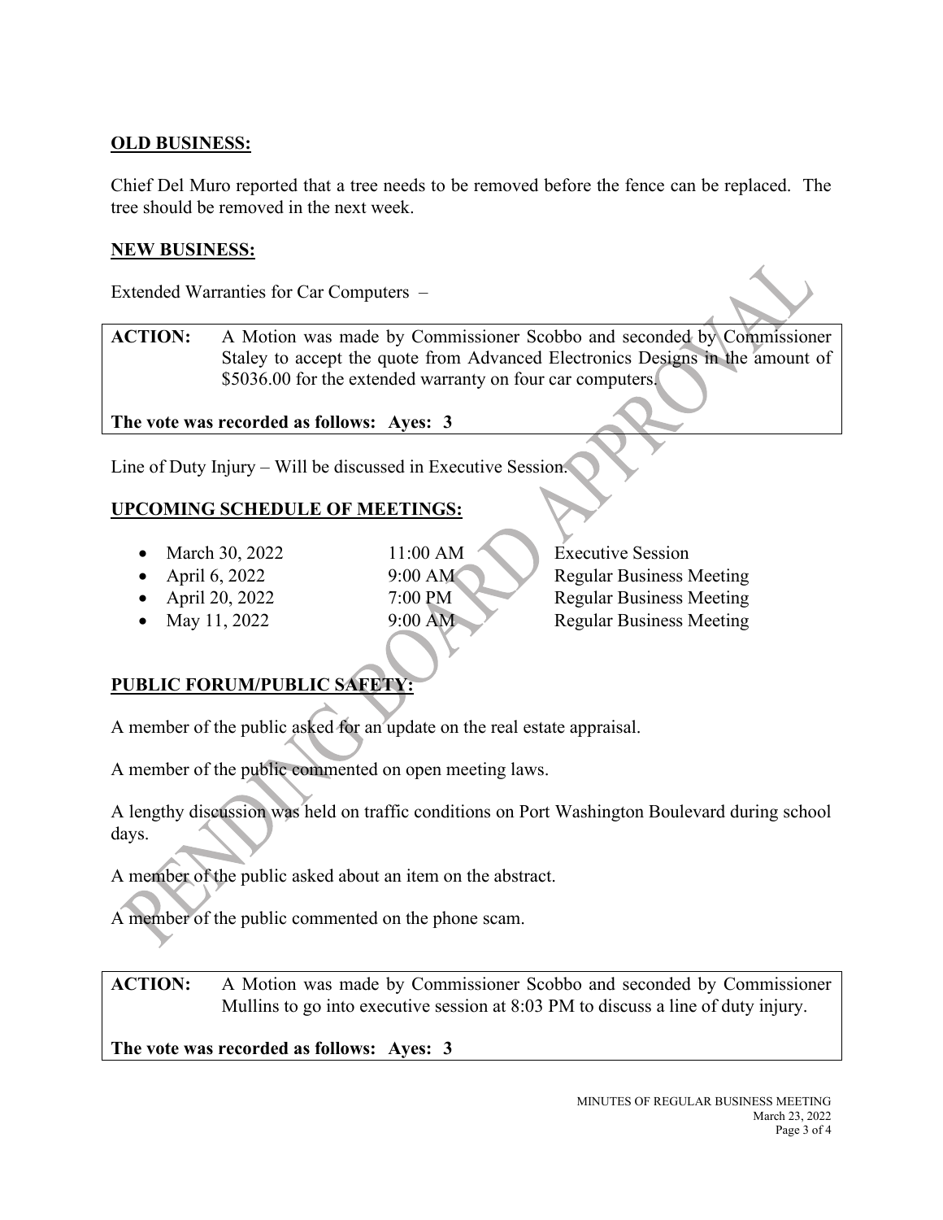## OLD BUSINESS:

Chief Del Muro reported that a tree needs to be removed before the fence can be replaced. The tree should be removed in the next week.

## NEW BUSINESS:

Extended Warranties for Car Computers –

**ACTION:** A Motion was made by Commissioner Scobbo and seconded by Commissioner Staley to accept the quote from Advanced Electronics Designs in the amount of $5036.00 for the extended warranty on four car computers.

**The vote was recorded as follows: Ayes: 3**

Line of Duty Injury – Will be discussed in Executive Session.

## UPCOMING SCHEDULE OF MEETINGS:

- March 30, 2022 — 11:00 AM — Executive Session
- April 6, 2022 — 9:00 AM — Regular Business Meeting
- April 20, 2022 — 7:00 PM — Regular Business Meeting
- May 11, 2022 — 9:00 AM — Regular Business Meeting

## PUBLIC FORUM/PUBLIC SAFETY:

A member of the public asked for an update on the real estate appraisal.

A member of the public commented on open meeting laws.

A lengthy discussion was held on traffic conditions on Port Washington Boulevard during school days.

A member of the public asked about an item on the abstract.

A member of the public commented on the phone scam.

**ACTION:** A Motion was made by Commissioner Scobbo and seconded by Commissioner Mullins to go into executive session at 8:03 PM to discuss a line of duty injury.

**The vote was recorded as follows: Ayes: 3**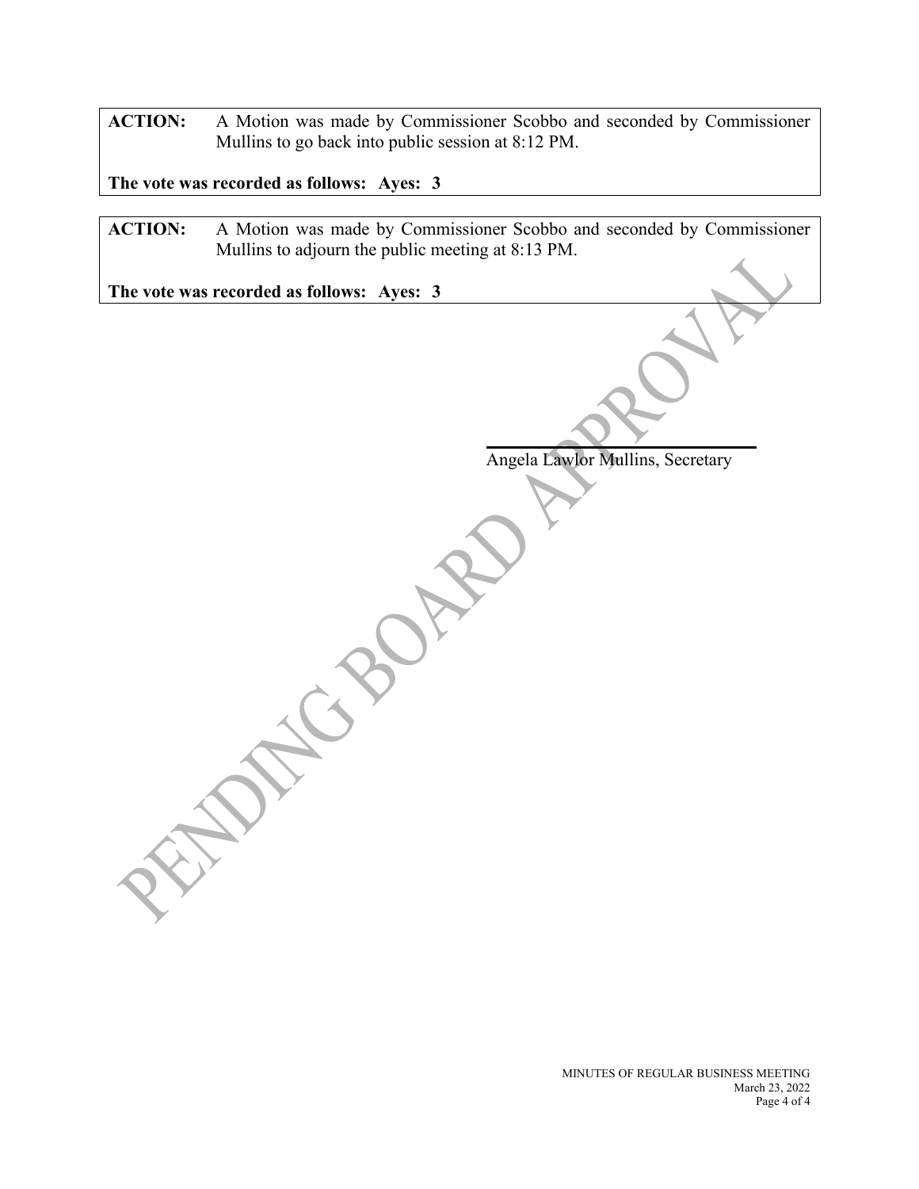**ACTION:** A Motion was made by Commissioner Scobbo and seconded by Commissioner Mullins to go back into public session at 8:12 PM.

**The vote was recorded as follows: Ayes: 3**

**ACTION:** A Motion was made by Commissioner Scobbo and seconded by Commissioner Mullins to adjourn the public meeting at 8:13 PM.

**The vote was recorded as follows: Ayes: 3**

PENDING BOARD APPROVAL

Angela Lawlor Mullins, Secretary